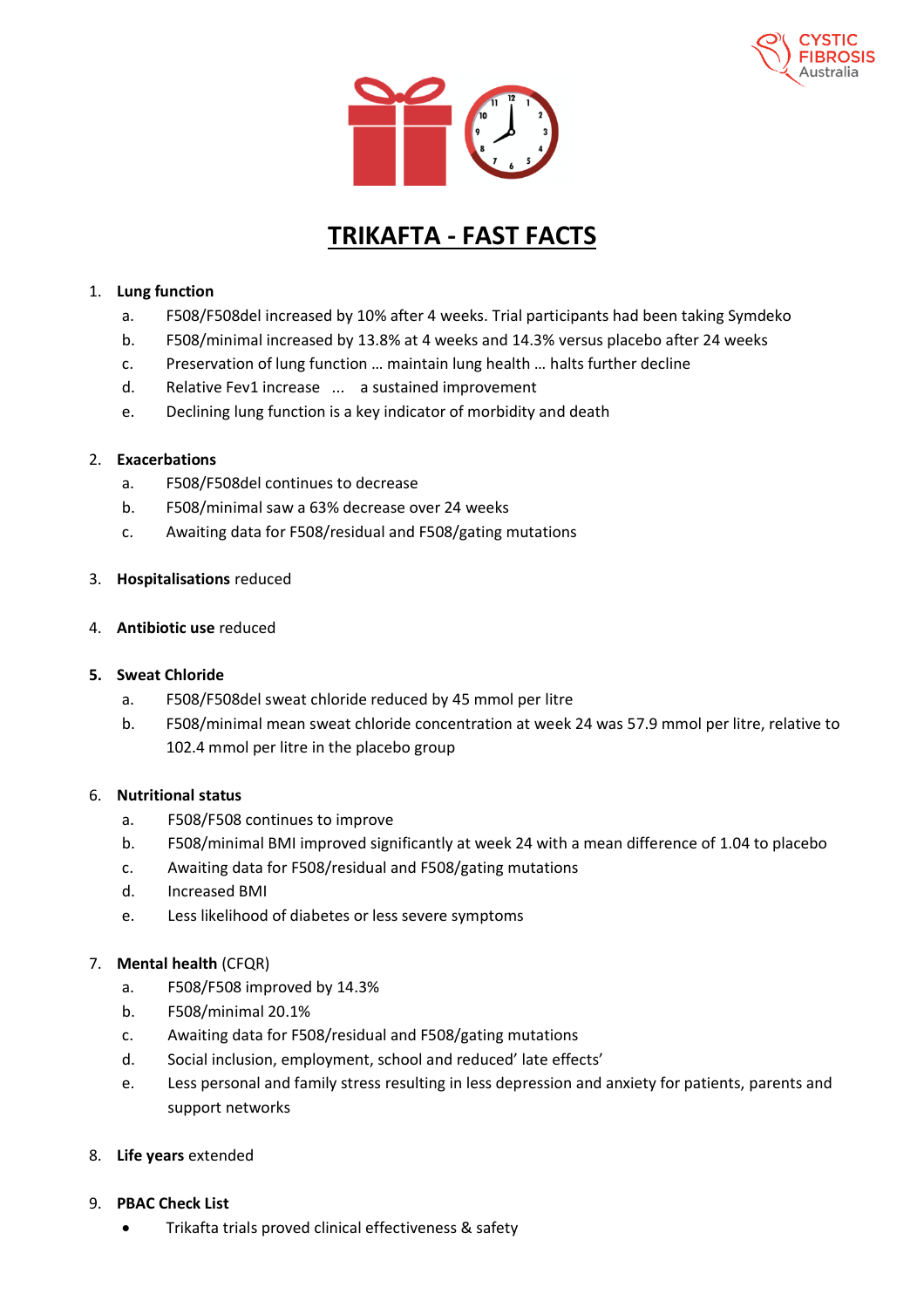# TRIKAFTA - FAST FACTS

1. **Lung function**
    a. F508/F508del increased by 10% after 4 weeks. Trial participants had been taking Symdeko
    b. F508/minimal increased by 13.8% at 4 weeks and 14.3% versus placebo after 24 weeks
    c. Preservation of lung function … maintain lung health … halts further decline
    d. Relative Fev1 increase ... a sustained improvement
    e. Declining lung function is a key indicator of morbidity and death

2. **Exacerbations**
    a. F508/F508del continues to decrease
    b. F508/minimal saw a 63% decrease over 24 weeks
    c. Awaiting data for F508/residual and F508/gating mutations

3. **Hospitalisations** reduced

4. **Antibiotic use** reduced

5. **Sweat Chloride**
    a. F508/F508del sweat chloride reduced by 45 mmol per litre
    b. F508/minimal mean sweat chloride concentration at week 24 was 57.9 mmol per litre, relative to 102.4 mmol per litre in the placebo group

6. **Nutritional status**
    a. F508/F508 continues to improve
    b. F508/minimal BMI improved significantly at week 24 with a mean difference of 1.04 to placebo
    c. Awaiting data for F508/residual and F508/gating mutations
    d. Increased BMI
    e. Less likelihood of diabetes or less severe symptoms

7. **Mental health** (CFQR)
    a. F508/F508 improved by 14.3%
    b. F508/minimal 20.1%
    c. Awaiting data for F508/residual and F508/gating mutations
    d. Social inclusion, employment, school and reduced' late effects'
    e. Less personal and family stress resulting in less depression and anxiety for patients, parents and support networks

8. **Life years** extended

9. **PBAC Check List**
    - Trikafta trials proved clinical effectiveness & safety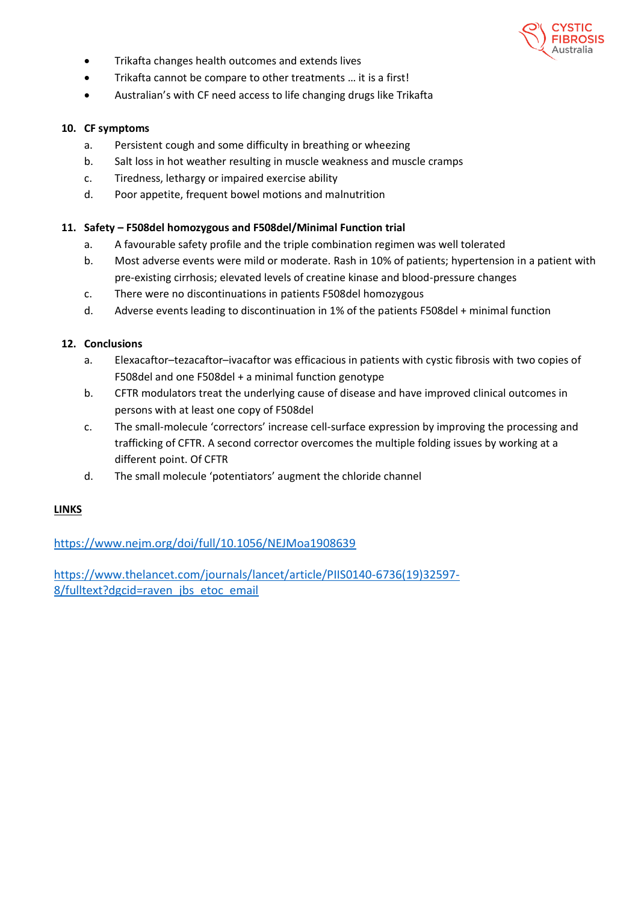- Trikafta changes health outcomes and extends lives
- Trikafta cannot be compare to other treatments … it is a first!
- Australian's with CF need access to life changing drugs like Trikafta

**10. CF symptoms**

a. Persistent cough and some difficulty in breathing or wheezing
b. Salt loss in hot weather resulting in muscle weakness and muscle cramps
c. Tiredness, lethargy or impaired exercise ability
d. Poor appetite, frequent bowel motions and malnutrition

**11. Safety – F508del homozygous and F508del/Minimal Function trial**

a. A favourable safety profile and the triple combination regimen was well tolerated
b. Most adverse events were mild or moderate. Rash in 10% of patients; hypertension in a patient with pre-existing cirrhosis; elevated levels of creatine kinase and blood-pressure changes
c. There were no discontinuations in patients F508del homozygous
d. Adverse events leading to discontinuation in 1% of the patients F508del + minimal function

**12. Conclusions**

a. Elexacaftor–tezacaftor–ivacaftor was efficacious in patients with cystic fibrosis with two copies of F508del and one F508del + a minimal function genotype
b. CFTR modulators treat the underlying cause of disease and have improved clinical outcomes in persons with at least one copy of F508del
c. The small-molecule 'correctors' increase cell-surface expression by improving the processing and trafficking of CFTR. A second corrector overcomes the multiple folding issues by working at a different point. Of CFTR
d. The small molecule 'potentiators' augment the chloride channel

**LINKS**

https://www.nejm.org/doi/full/10.1056/NEJMoa1908639

https://www.thelancet.com/journals/lancet/article/PIIS0140-6736(19)32597-8/fulltext?dgcid=raven_jbs_etoc_email